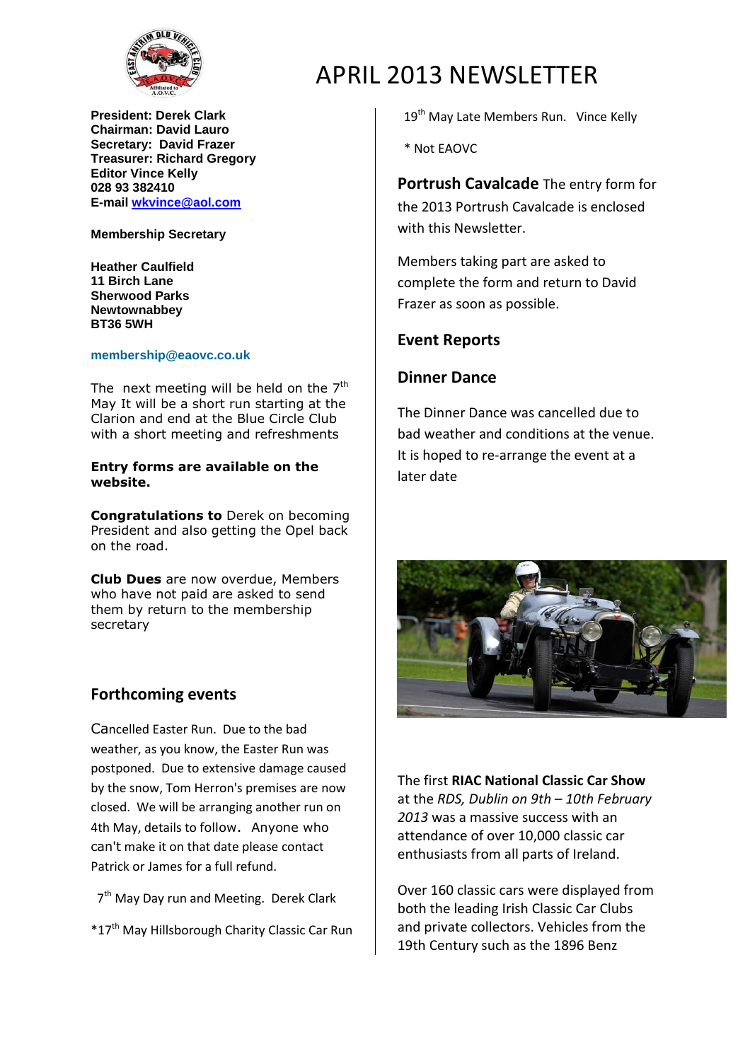# APRIL 2013 NEWSLETTER

**President: Derek Clark**
**Chairman: David Lauro**
**Secretary: David Frazer**
**Treasurer: Richard Gregory**
**Editor Vince Kelly**
**028 93 382410**
**E-mail [wkvince@aol.com](mailto:wkvince@aol.com)**

**Membership Secretary**

**Heather Caulfield**
**11 Birch Lane**
**Sherwood Parks**
**Newtownabbey**
**BT36 5WH**

**membership@eaovc.co.uk**

The next meeting will be held on the 7th May It will be a short run starting at the Clarion and end at the Blue Circle Club with a short meeting and refreshments

**Entry forms are available on the website.**

**Congratulations to** Derek on becoming President and also getting the Opel back on the road.

**Club Dues** are now overdue, Members who have not paid are asked to send them by return to the membership secretary

## Forthcoming events

Cancelled Easter Run. Due to the bad weather, as you know, the Easter Run was postponed. Due to extensive damage caused by the snow, Tom Herron's premises are now closed. We will be arranging another run on 4th May, details to follow. Anyone who can't make it on that date please contact Patrick or James for a full refund.

7th May Day run and Meeting. Derek Clark

*17th May Hillsborough Charity Classic Car Run

19th May Late Members Run. Vince Kelly

* Not EAOVC

**Portrush Cavalcade** The entry form for the 2013 Portrush Cavalcade is enclosed with this Newsletter.

Members taking part are asked to complete the form and return to David Frazer as soon as possible.

## Event Reports

## Dinner Dance

The Dinner Dance was cancelled due to bad weather and conditions at the venue. It is hoped to re-arrange the event at a later date

The first **RIAC National Classic Car Show** at the *RDS, Dublin on 9th – 10th February 2013* was a massive success with an attendance of over 10,000 classic car enthusiasts from all parts of Ireland.

Over 160 classic cars were displayed from both the leading Irish Classic Car Clubs and private collectors. Vehicles from the 19th Century such as the 1896 Benz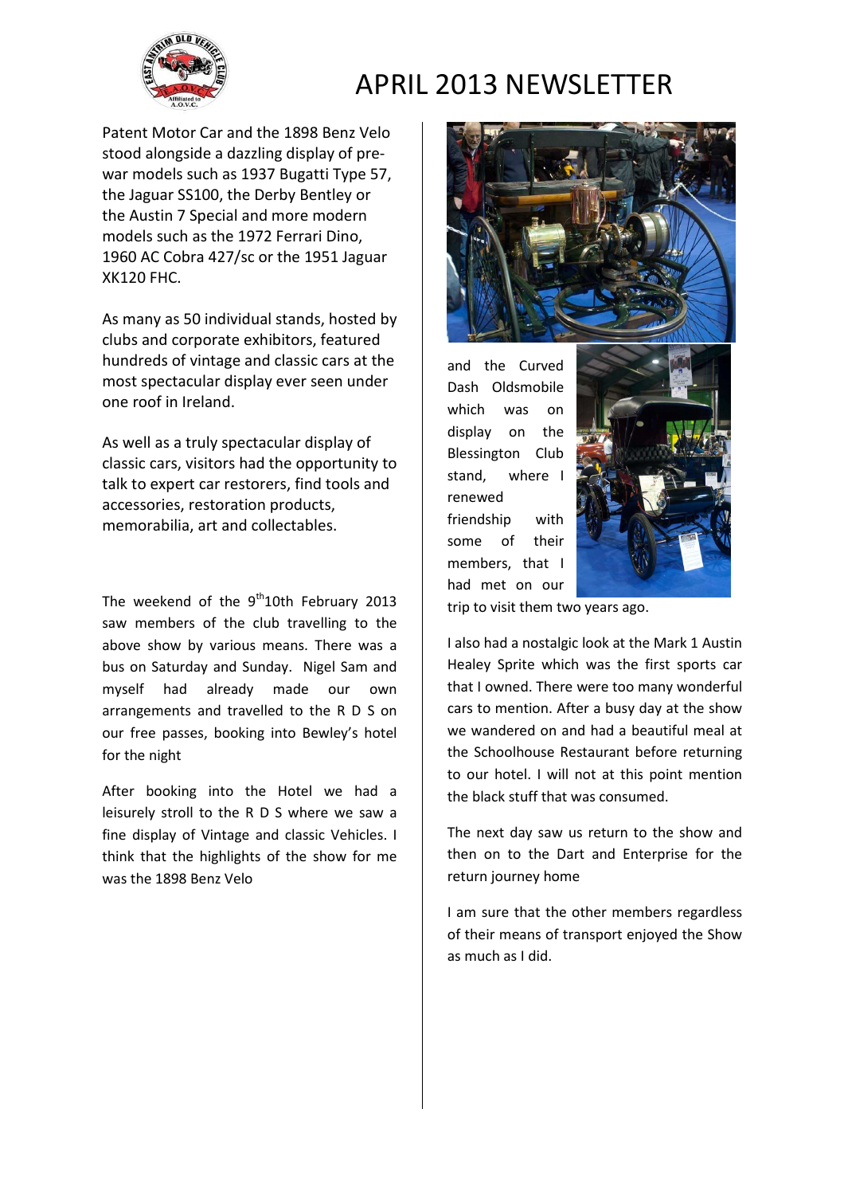# APRIL 2013 NEWSLETTER

Patent Motor Car and the 1898 Benz Velo stood alongside a dazzling display of pre-war models such as 1937 Bugatti Type 57, the Jaguar SS100, the Derby Bentley or the Austin 7 Special and more modern models such as the 1972 Ferrari Dino, 1960 AC Cobra 427/sc or the 1951 Jaguar XK120 FHC.

As many as 50 individual stands, hosted by clubs and corporate exhibitors, featured hundreds of vintage and classic cars at the most spectacular display ever seen under one roof in Ireland.

As well as a truly spectacular display of classic cars, visitors had the opportunity to talk to expert car restorers, find tools and accessories, restoration products, memorabilia, art and collectables.

The weekend of the 9th10th February 2013 saw members of the club travelling to the above show by various means. There was a bus on Saturday and Sunday. Nigel Sam and myself had already made our own arrangements and travelled to the R D S on our free passes, booking into Bewley's hotel for the night

After booking into the Hotel we had a leisurely stroll to the R D S where we saw a fine display of Vintage and classic Vehicles. I think that the highlights of the show for me was the 1898 Benz Velo

and the Curved Dash Oldsmobile which was on display on the Blessington Club stand, where I renewed friendship with some of their members, that I had met on our trip to visit them two years ago.

I also had a nostalgic look at the Mark 1 Austin Healey Sprite which was the first sports car that I owned. There were too many wonderful cars to mention. After a busy day at the show we wandered on and had a beautiful meal at the Schoolhouse Restaurant before returning to our hotel. I will not at this point mention the black stuff that was consumed.

The next day saw us return to the show and then on to the Dart and Enterprise for the return journey home

I am sure that the other members regardless of their means of transport enjoyed the Show as much as I did.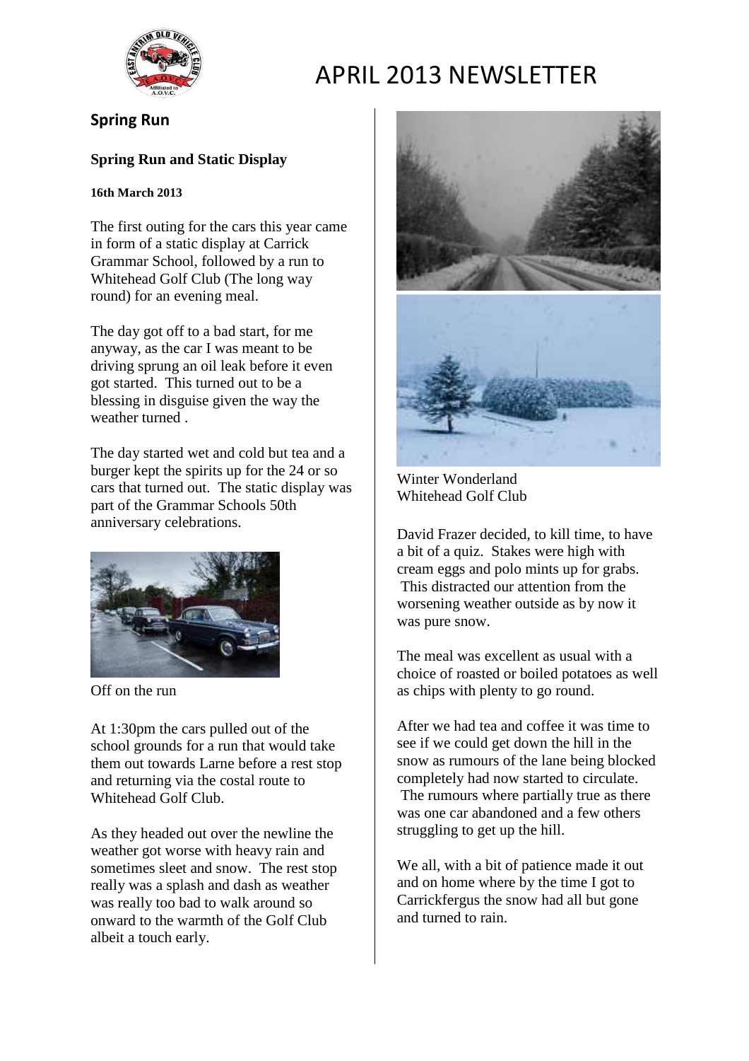# APRIL 2013 NEWSLETTER

## Spring Run

### Spring Run and Static Display

**16th March 2013**

The first outing for the cars this year came in form of a static display at Carrick Grammar School, followed by a run to Whitehead Golf Club (The long way round) for an evening meal.

The day got off to a bad start, for me anyway, as the car I was meant to be driving sprung an oil leak before it even got started. This turned out to be a blessing in disguise given the way the weather turned .

The day started wet and cold but tea and a burger kept the spirits up for the 24 or so cars that turned out. The static display was part of the Grammar Schools 50th anniversary celebrations.

Off on the run

At 1:30pm the cars pulled out of the school grounds for a run that would take them out towards Larne before a rest stop and returning via the costal route to Whitehead Golf Club.

As they headed out over the newline the weather got worse with heavy rain and sometimes sleet and snow. The rest stop really was a splash and dash as weather was really too bad to walk around so onward to the warmth of the Golf Club albeit a touch early.

Winter Wonderland
Whitehead Golf Club

David Frazer decided, to kill time, to have a bit of a quiz. Stakes were high with cream eggs and polo mints up for grabs. This distracted our attention from the worsening weather outside as by now it was pure snow.

The meal was excellent as usual with a choice of roasted or boiled potatoes as well as chips with plenty to go round.

After we had tea and coffee it was time to see if we could get down the hill in the snow as rumours of the lane being blocked completely had now started to circulate. The rumours where partially true as there was one car abandoned and a few others struggling to get up the hill.

We all, with a bit of patience made it out and on home where by the time I got to Carrickfergus the snow had all but gone and turned to rain.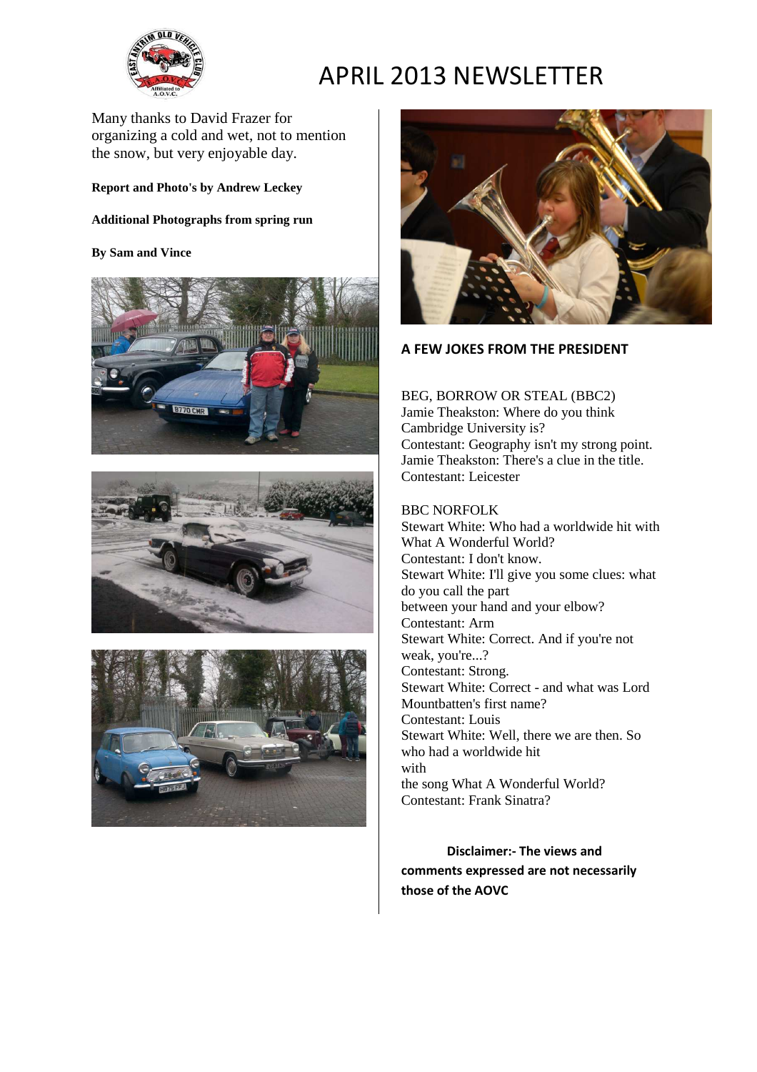# APRIL 2013 NEWSLETTER

Many thanks to David Frazer for organizing a cold and wet, not to mention the snow, but very enjoyable day.

**Report and Photo's by Andrew Leckey**

**Additional Photographs from spring run**

**By Sam and Vince**

**A FEW JOKES FROM THE PRESIDENT**

BEG, BORROW OR STEAL (BBC2)
Jamie Theakston: Where do you think Cambridge University is?
Contestant: Geography isn't my strong point.
Jamie Theakston: There's a clue in the title.
Contestant: Leicester

BBC NORFOLK
Stewart White: Who had a worldwide hit with What A Wonderful World?
Contestant: I don't know.
Stewart White: I'll give you some clues: what do you call the part
between your hand and your elbow?
Contestant: Arm
Stewart White: Correct. And if you're not weak, you're...?
Contestant: Strong.
Stewart White: Correct - and what was Lord Mountbatten's first name?
Contestant: Louis
Stewart White: Well, there we are then. So who had a worldwide hit
with
the song What A Wonderful World?
Contestant: Frank Sinatra?

**Disclaimer:- The views and comments expressed are not necessarily those of the AOVC**